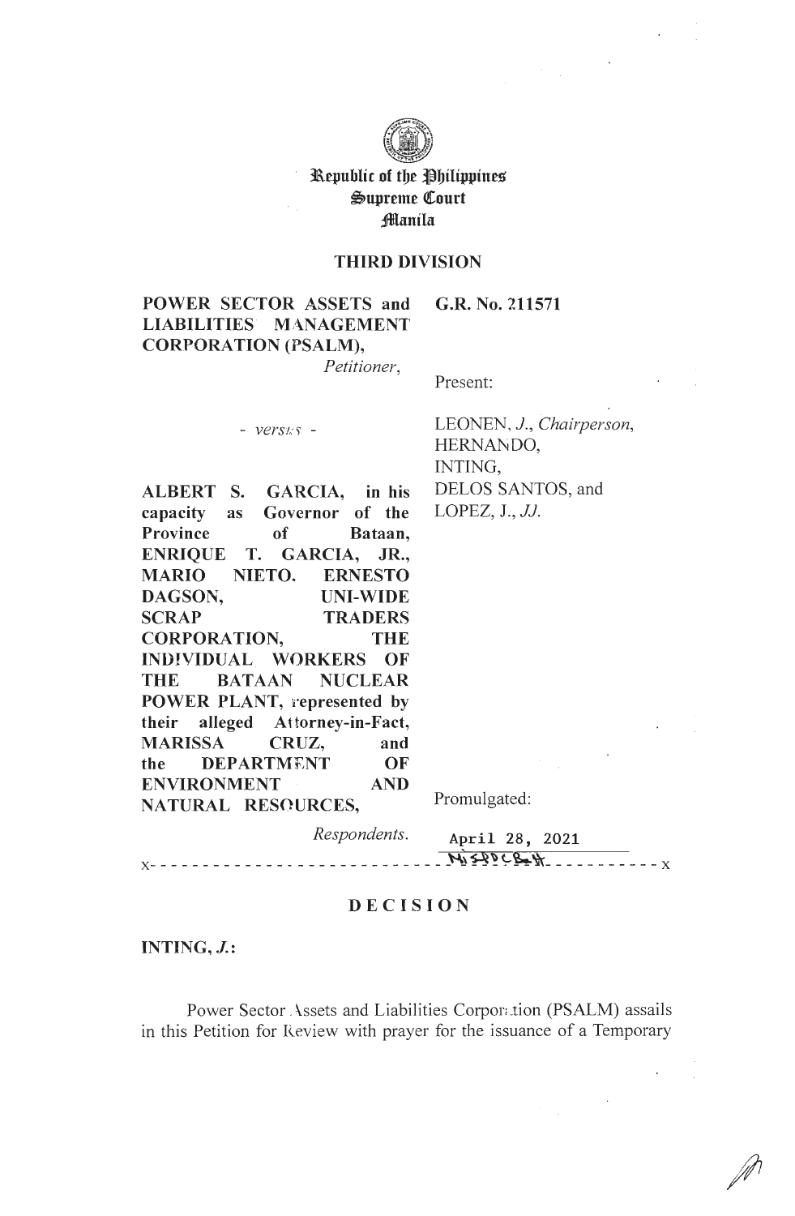Republic of the Philippines
Supreme Court
Manila

**THIRD DIVISION**

| | |
|---|---|
| **POWER SECTOR ASSETS and LIABILITIES MANAGEMENT CORPORATION (PSALM),** *Petitioner,* | **G.R. No. 211571** |
| | Present: |
| *- versus -* | LEONEN, *J., Chairperson,* HERNANDO, INTING, DELOS SANTOS, and LOPEZ, J., *JJ.* |
| **ALBERT S. GARCIA, in his capacity as Governor of the Province of Bataan, ENRIQUE T. GARCIA, JR., MARIO NIETO. ERNESTO DAGSON, UNI-WIDE SCRAP TRADERS CORPORATION, THE INDIVIDUAL WORKERS OF THE BATAAN NUCLEAR POWER PLANT, represented by their alleged Attorney-in-Fact, MARISSA CRUZ, and the DEPARTMENT OF ENVIRONMENT AND NATURAL RESOURCES,** | Promulgated: |
| *Respondents.* | April 28, 2021 |

x- - - - - - - - - - - - - - - - - - - - - - - - - - - - - - - - - - - - - - - x

**DECISION**

**INTING, *J.*:**

Power Sector Assets and Liabilities Corporation (PSALM) assails in this Petition for Review with prayer for the issuance of a Temporary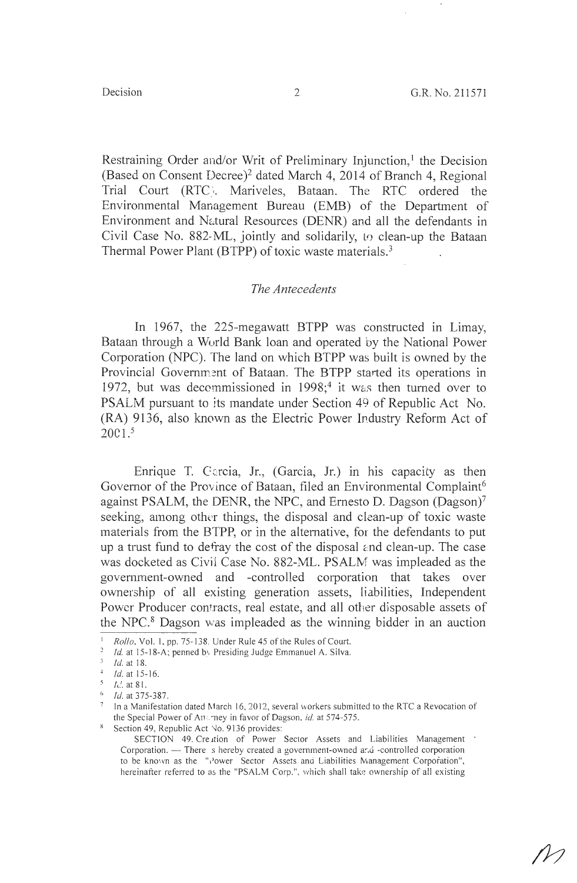Restraining Order and/or Writ of Preliminary Injunction,[1] the Decision (Based on Consent Decree)[2] dated March 4, 2014 of Branch 4, Regional Trial Court (RTC), Mariveles, Bataan. The RTC ordered the Environmental Management Bureau (EMB) of the Department of Environment and Natural Resources (DENR) and all the defendants in Civil Case No. 882-ML, jointly and solidarily, to clean-up the Bataan Thermal Power Plant (BTPP) of toxic waste materials.[3]

## *The Antecedents*

In 1967, the 225-megawatt BTPP was constructed in Limay, Bataan through a World Bank loan and operated by the National Power Corporation (NPC). The land on which BTPP was built is owned by the Provincial Government of Bataan. The BTPP started its operations in 1972, but was decommissioned in 1998;[4] it was then turned over to PSALM pursuant to its mandate under Section 49 of Republic Act No. (RA) 9136, also known as the Electric Power Industry Reform Act of 2001.[5]

Enrique T. Garcia, Jr., (Garcia, Jr.) in his capacity as then Governor of the Province of Bataan, filed an Environmental Complaint[6] against PSALM, the DENR, the NPC, and Ernesto D. Dagson (Dagson)[7] seeking, among other things, the disposal and clean-up of toxic waste materials from the BTPP, or in the alternative, for the defendants to put up a trust fund to defray the cost of the disposal and clean-up. The case was docketed as Civil Case No. 882-ML. PSALM was impleaded as the government-owned and -controlled corporation that takes over ownership of all existing generation assets, liabilities, Independent Power Producer contracts, real estate, and all other disposable assets of the NPC.[8] Dagson was impleaded as the winning bidder in an auction

---

[1] *Rollo*, Vol. 1, pp. 75-138. Under Rule 45 of the Rules of Court.

[2] *Id.* at 15-18-A; penned by Presiding Judge Emmanuel A. Silva.

[3] *Id.* at 18.

[4] *Id.* at 15-16.

[5] *Id.* at 81.

[6] *Id.* at 375-387.

[7] In a Manifestation dated March 16, 2012, several workers submitted to the RTC a Revocation of the Special Power of Attorney in favor of Dagson, *id.* at 574-575.

[8] Section 49, Republic Act No. 9136 provides:

SECTION 49. Creation of Power Sector Assets and Liabilities Management Corporation. — There is hereby created a government-owned and -controlled corporation to be known as the "Power Sector Assets and Liabilities Management Corporation", hereinafter referred to as the "PSALM Corp.", which shall take ownership of all existing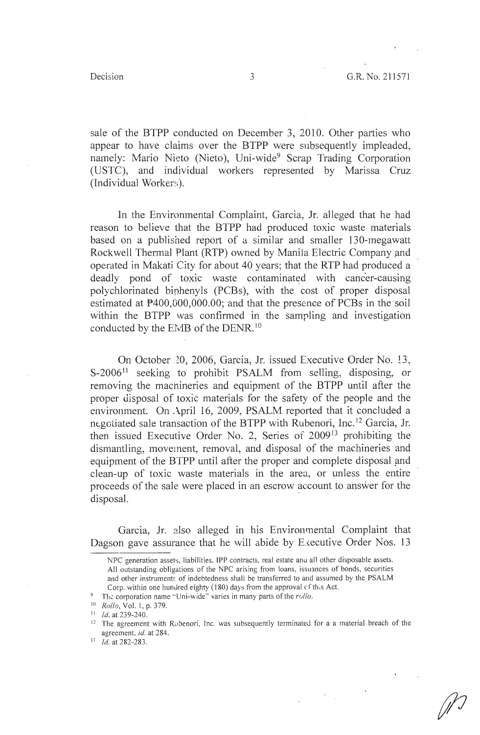sale of the BTPP conducted on December 3, 2010. Other parties who appear to have claims over the BTPP were subsequently impleaded, namely: Mario Nieto (Nieto), Uni-wide[9] Scrap Trading Corporation (USTC), and individual workers represented by Marissa Cruz (Individual Workers).

In the Environmental Complaint, Garcia, Jr. alleged that he had reason to believe that the BTPP had produced toxic waste materials based on a published report of a similar and smaller 130-megawatt Rockwell Thermal Plant (RTP) owned by Manila Electric Company and operated in Makati City for about 40 years; that the RTP had produced a deadly pond of toxic waste contaminated with cancer-causing polychlorinated biphenyls (PCBs), with the cost of proper disposal estimated at ₱400,000,000.00; and that the presence of PCBs in the soil within the BTPP was confirmed in the sampling and investigation conducted by the EMB of the DENR.[10]

On October 20, 2006, Garcia, Jr. issued Executive Order No. 13, S-2006[11] seeking to prohibit PSALM from selling, disposing, or removing the machineries and equipment of the BTPP until after the proper disposal of toxic materials for the safety of the people and the environment. On April 16, 2009, PSALM reported that it concluded a negotiated sale transaction of the BTPP with Rubenori, Inc.[12] Garcia, Jr. then issued Executive Order No. 2, Series of 2009[13] prohibiting the dismantling, movement, removal, and disposal of the machineries and equipment of the BTPP until after the proper and complete disposal and clean-up of toxic waste materials in the area, or unless the entire proceeds of the sale were placed in an escrow account to answer for the disposal.

Garcia, Jr. also alleged in his Environmental Complaint that Dagson gave assurance that he will abide by Executive Order Nos. 13

---

NPC generation assets, liabilities, IPP contracts, real estate and all other disposable assets. All outstanding obligations of the NPC arising from loans, issuances of bonds, securities and other instruments of indebtedness shall be transferred to and assumed by the PSALM Corp. within one hundred eighty (180) days from the approval of this Act.

[9] The corporation name "Uni-wide" varies in many parts of the *rollo*.

[10] *Rollo*, Vol. 1, p. 379.

[11] *Id.* at 239-240.

[12] The agreement with Rubenori, Inc. was subsequently terminated for a a material breach of the agreement, *id.* at 284.

[13] *Id.* at 282-283.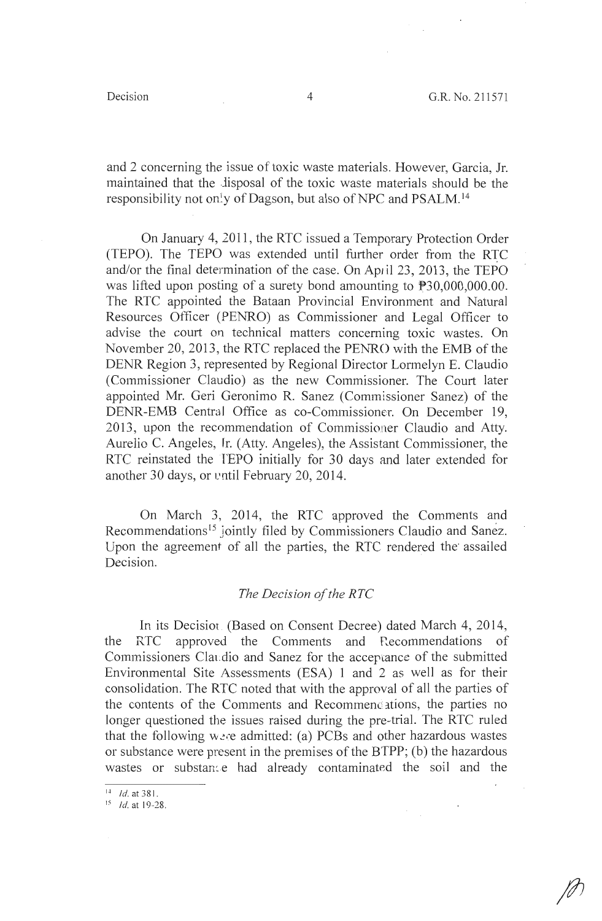and 2 concerning the issue of toxic waste materials. However, Garcia, Jr. maintained that the disposal of the toxic waste materials should be the responsibility not only of Dagson, but also of NPC and PSALM.[14]

On January 4, 2011, the RTC issued a Temporary Protection Order (TEPO). The TEPO was extended until further order from the RTC and/or the final determination of the case. On April 23, 2013, the TEPO was lifted upon posting of a surety bond amounting to ₱30,000,000.00. The RTC appointed the Bataan Provincial Environment and Natural Resources Officer (PENRO) as Commissioner and Legal Officer to advise the court on technical matters concerning toxic wastes. On November 20, 2013, the RTC replaced the PENRO with the EMB of the DENR Region 3, represented by Regional Director Lormelyn E. Claudio (Commissioner Claudio) as the new Commissioner. The Court later appointed Mr. Geri Geronimo R. Sanez (Commissioner Sanez) of the DENR-EMB Central Office as co-Commissioner. On December 19, 2013, upon the recommendation of Commissioner Claudio and Atty. Aurelio C. Angeles, Jr. (Atty. Angeles), the Assistant Commissioner, the RTC reinstated the TEPO initially for 30 days and later extended for another 30 days, or until February 20, 2014.

On March 3, 2014, the RTC approved the Comments and Recommendations[15] jointly filed by Commissioners Claudio and Sanez. Upon the agreement of all the parties, the RTC rendered the assailed Decision.

*The Decision of the RTC*

In its Decision (Based on Consent Decree) dated March 4, 2014, the RTC approved the Comments and Recommendations of Commissioners Claudio and Sanez for the acceptance of the submitted Environmental Site Assessments (ESA) 1 and 2 as well as for their consolidation. The RTC noted that with the approval of all the parties of the contents of the Comments and Recommendations, the parties no longer questioned the issues raised during the pre-trial. The RTC ruled that the following were admitted: (a) PCBs and other hazardous wastes or substance were present in the premises of the BTPP; (b) the hazardous wastes or substance had already contaminated the soil and the

---

[14] *Id.* at 381.

[15] *Id.* at 19-28.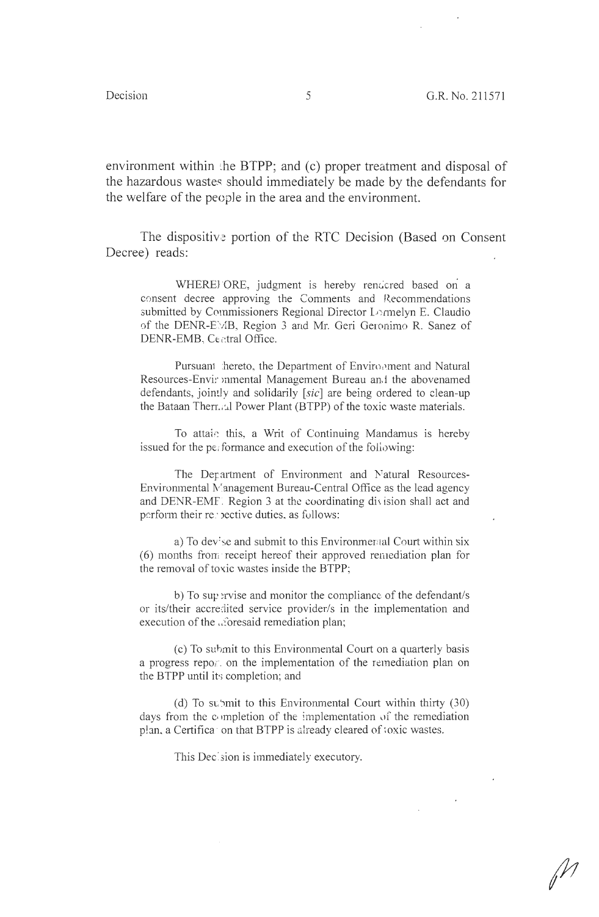environment within the BTPP; and (c) proper treatment and disposal of the hazardous wastes should immediately be made by the defendants for the welfare of the people in the area and the environment.

The dispositive portion of the RTC Decision (Based on Consent Decree) reads:

> WHEREFORE, judgment is hereby rendered based on a consent decree approving the Comments and Recommendations submitted by Commissioners Regional Director Lormelyn E. Claudio of the DENR-EMB, Region 3 and Mr. Geri Geronimo R. Sanez of DENR-EMB, Central Office.
>
> Pursuant hereto, the Department of Environment and Natural Resources-Environmental Management Bureau and the abovenamed defendants, jointly and solidarily [*sic*] are being ordered to clean-up the Bataan Thermal Power Plant (BTPP) of the toxic waste materials.
>
> To attain this, a Writ of Continuing Mandamus is hereby issued for the performance and execution of the following:
>
> The Department of Environment and Natural Resources-Environmental Management Bureau-Central Office as the lead agency and DENR-EMB, Region 3 at the coordinating division shall act and perform their respective duties, as follows:
>
> a) To devise and submit to this Environmental Court within six (6) months from receipt hereof their approved remediation plan for the removal of toxic wastes inside the BTPP;
>
> b) To supervise and monitor the compliance of the defendant/s or its/their accredited service provider/s in the implementation and execution of the aforesaid remediation plan;
>
> (c) To submit to this Environmental Court on a quarterly basis a progress report on the implementation of the remediation plan on the BTPP until its completion; and
>
> (d) To submit to this Environmental Court within thirty (30) days from the completion of the implementation of the remediation plan, a Certification that BTPP is already cleared of toxic wastes.
>
> This Decision is immediately executory.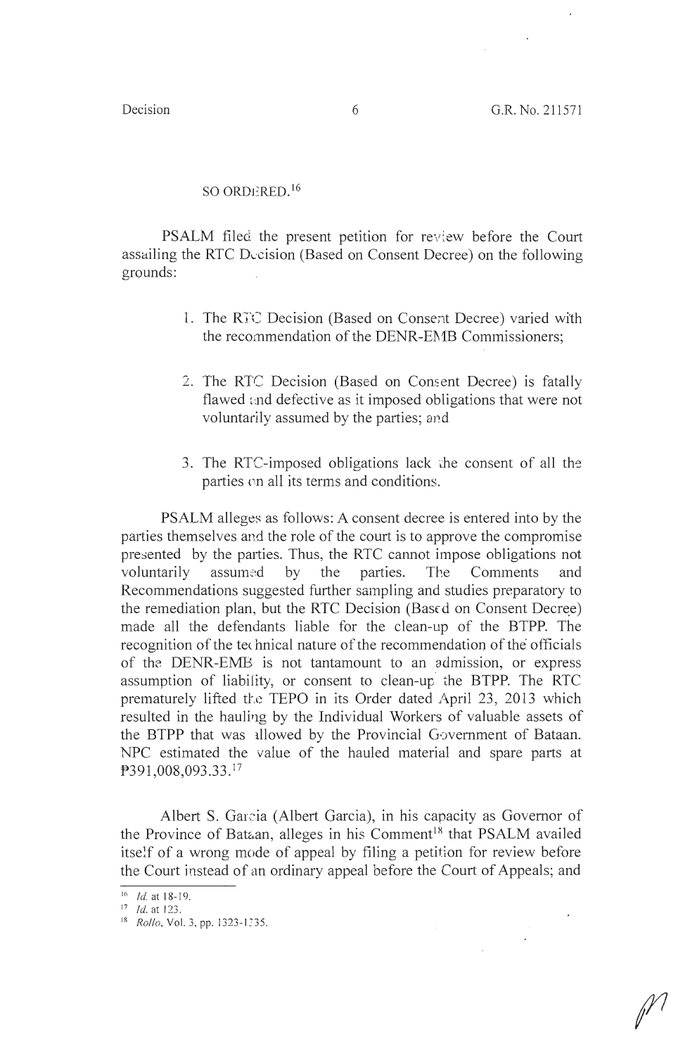SO ORDERED.[16]

PSALM filed the present petition for review before the Court assailing the RTC Decision (Based on Consent Decree) on the following grounds:

1. The RTC Decision (Based on Consent Decree) varied with the recommendation of the DENR-EMB Commissioners;

2. The RTC Decision (Based on Consent Decree) is fatally flawed and defective as it imposed obligations that were not voluntarily assumed by the parties; and

3. The RTC-imposed obligations lack the consent of all the parties on all its terms and conditions.

PSALM alleges as follows: A consent decree is entered into by the parties themselves and the role of the court is to approve the compromise presented by the parties. Thus, the RTC cannot impose obligations not voluntarily assumed by the parties. The Comments and Recommendations suggested further sampling and studies preparatory to the remediation plan, but the RTC Decision (Based on Consent Decree) made all the defendants liable for the clean-up of the BTPP. The recognition of the technical nature of the recommendation of the officials of the DENR-EMB is not tantamount to an admission, or express assumption of liability, or consent to clean-up the BTPP. The RTC prematurely lifted the TEPO in its Order dated April 23, 2013 which resulted in the hauling by the Individual Workers of valuable assets of the BTPP that was allowed by the Provincial Government of Bataan. NPC estimated the value of the hauled material and spare parts at ₱391,008,093.33.[17]

Albert S. Garcia (Albert Garcia), in his capacity as Governor of the Province of Bataan, alleges in his Comment[18] that PSALM availed itself of a wrong mode of appeal by filing a petition for review before the Court instead of an ordinary appeal before the Court of Appeals; and

---

[16] *Id.* at 18-19.

[17] *Id.* at 123.

[18] *Rollo*, Vol. 3, pp. 1323-1335.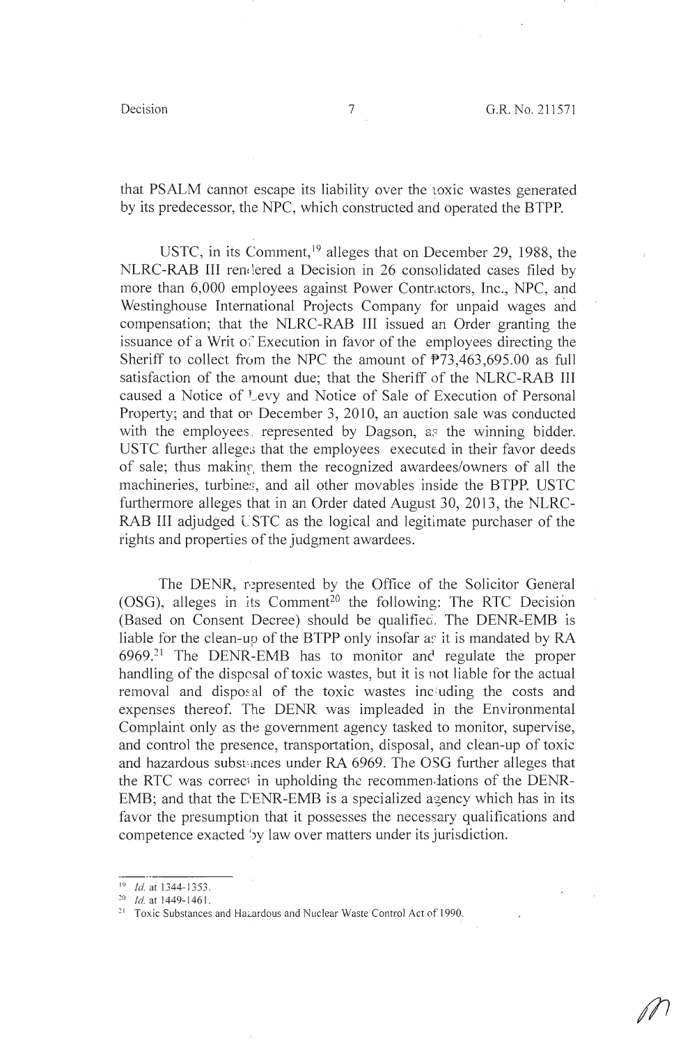that PSALM cannot escape its liability over the toxic wastes generated by its predecessor, the NPC, which constructed and operated the BTPP.

USTC, in its Comment,[19] alleges that on December 29, 1988, the NLRC-RAB III rendered a Decision in 26 consolidated cases filed by more than 6,000 employees against Power Contractors, Inc., NPC, and Westinghouse International Projects Company for unpaid wages and compensation; that the NLRC-RAB III issued an Order granting the issuance of a Writ of Execution in favor of the employees directing the Sheriff to collect from the NPC the amount of ₱73,463,695.00 as full satisfaction of the amount due; that the Sheriff of the NLRC-RAB III caused a Notice of Levy and Notice of Sale of Execution of Personal Property; and that on December 3, 2010, an auction sale was conducted with the employees, represented by Dagson, as the winning bidder. USTC further alleges that the employees executed in their favor deeds of sale; thus making them the recognized awardees/owners of all the machineries, turbines, and all other movables inside the BTPP. USTC furthermore alleges that in an Order dated August 30, 2013, the NLRC-RAB III adjudged USTC as the logical and legitimate purchaser of the rights and properties of the judgment awardees.

The DENR, represented by the Office of the Solicitor General (OSG), alleges in its Comment[20] the following: The RTC Decision (Based on Consent Decree) should be qualified. The DENR-EMB is liable for the clean-up of the BTPP only insofar as it is mandated by RA 6969.[21] The DENR-EMB has to monitor and regulate the proper handling of the disposal of toxic wastes, but it is not liable for the actual removal and disposal of the toxic wastes including the costs and expenses thereof. The DENR was impleaded in the Environmental Complaint only as the government agency tasked to monitor, supervise, and control the presence, transportation, disposal, and clean-up of toxic and hazardous substances under RA 6969. The OSG further alleges that the RTC was correct in upholding the recommendations of the DENR-EMB; and that the DENR-EMB is a specialized agency which has in its favor the presumption that it possesses the necessary qualifications and competence exacted by law over matters under its jurisdiction.

---

[19] *Id.* at 1344-1353.

[20] *Id.* at 1449-1461.

[21] Toxic Substances and Hazardous and Nuclear Waste Control Act of 1990.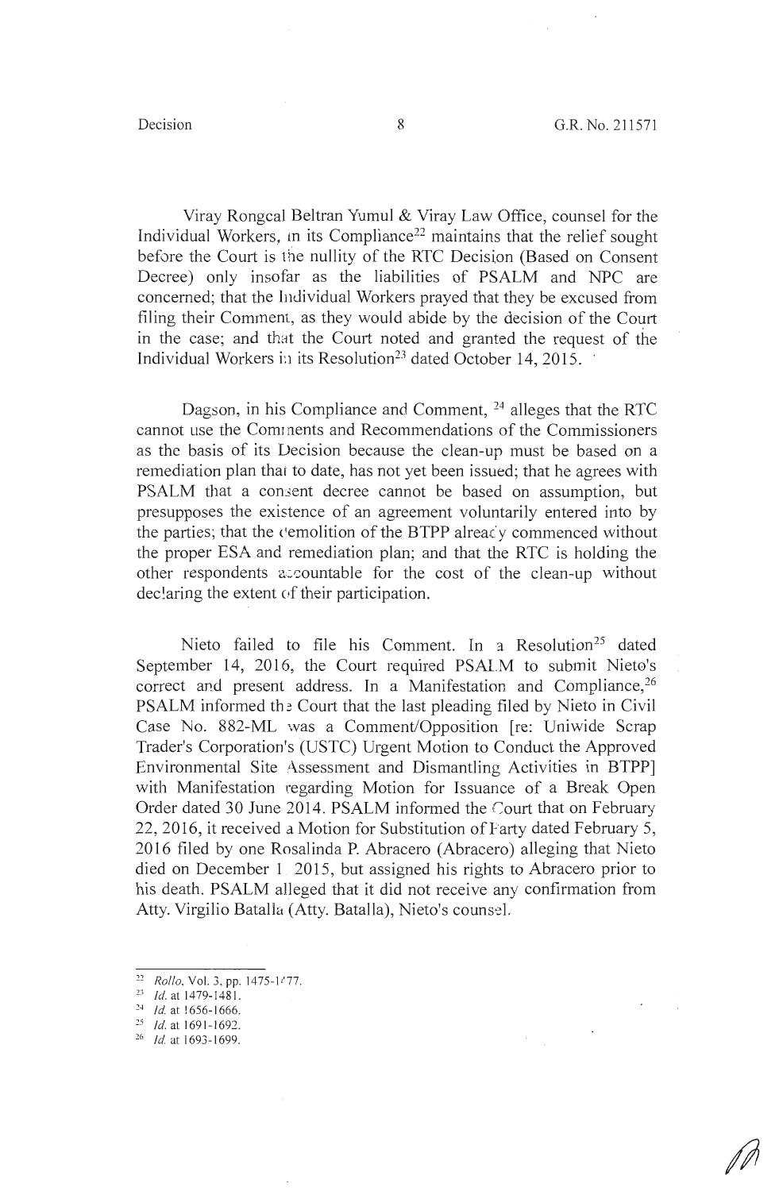Viray Rongcal Beltran Yumul & Viray Law Office, counsel for the Individual Workers, in its Compliance[22] maintains that the relief sought before the Court is the nullity of the RTC Decision (Based on Consent Decree) only insofar as the liabilities of PSALM and NPC are concerned; that the Individual Workers prayed that they be excused from filing their Comment, as they would abide by the decision of the Court in the case; and that the Court noted and granted the request of the Individual Workers in its Resolution[23] dated October 14, 2015.

Dagson, in his Compliance and Comment, [24] alleges that the RTC cannot use the Comments and Recommendations of the Commissioners as the basis of its Decision because the clean-up must be based on a remediation plan that to date, has not yet been issued; that he agrees with PSALM that a consent decree cannot be based on assumption, but presupposes the existence of an agreement voluntarily entered into by the parties; that the demolition of the BTPP already commenced without the proper ESA and remediation plan; and that the RTC is holding the other respondents accountable for the cost of the clean-up without declaring the extent of their participation.

Nieto failed to file his Comment. In a Resolution[25] dated September 14, 2016, the Court required PSALM to submit Nieto's correct and present address. In a Manifestation and Compliance,[26] PSALM informed the Court that the last pleading filed by Nieto in Civil Case No. 882-ML was a Comment/Opposition [re: Uniwide Scrap Trader's Corporation's (USTC) Urgent Motion to Conduct the Approved Environmental Site Assessment and Dismantling Activities in BTPP] with Manifestation regarding Motion for Issuance of a Break Open Order dated 30 June 2014. PSALM informed the Court that on February 22, 2016, it received a Motion for Substitution of Party dated February 5, 2016 filed by one Rosalinda P. Abracero (Abracero) alleging that Nieto died on December 1, 2015, but assigned his rights to Abracero prior to his death. PSALM alleged that it did not receive any confirmation from Atty. Virgilio Batalla (Atty. Batalla), Nieto's counsel.

---

[22] *Rollo*, Vol. 3, pp. 1475-1477.

[23] *Id.* at 1479-1481.

[24] *Id.* at 1656-1666.

[25] *Id.* at 1691-1692.

[26] *Id.* at 1693-1699.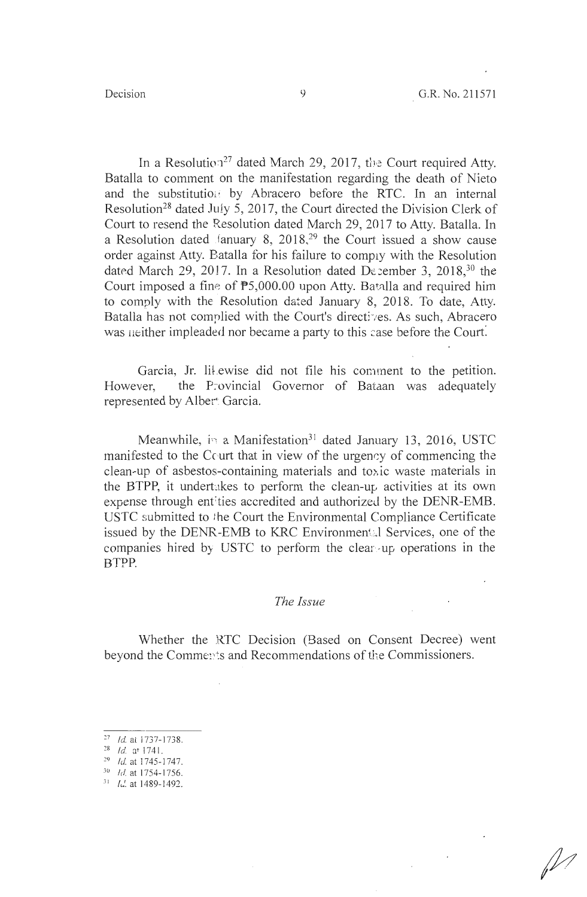In a Resolution[27] dated March 29, 2017, the Court required Atty. Batalla to comment on the manifestation regarding the death of Nieto and the substitution by Abracero before the RTC. In an internal Resolution[28] dated July 5, 2017, the Court directed the Division Clerk of Court to resend the Resolution dated March 29, 2017 to Atty. Batalla. In a Resolution dated January 8, 2018,[29] the Court issued a show cause order against Atty. Batalla for his failure to comply with the Resolution dated March 29, 2017. In a Resolution dated December 3, 2018,[30] the Court imposed a fine of ₱5,000.00 upon Atty. Batalla and required him to comply with the Resolution dated January 8, 2018. To date, Atty. Batalla has not complied with the Court's directives. As such, Abracero was neither impleaded nor became a party to this case before the Court.

Garcia, Jr. likewise did not file his comment to the petition. However, the Provincial Governor of Bataan was adequately represented by Albert Garcia.

Meanwhile, in a Manifestation[31] dated January 13, 2016, USTC manifested to the Court that in view of the urgency of commencing the clean-up of asbestos-containing materials and toxic waste materials in the BTPP, it undertakes to perform the clean-up activities at its own expense through entities accredited and authorized by the DENR-EMB. USTC submitted to the Court the Environmental Compliance Certificate issued by the DENR-EMB to KRC Environmental Services, one of the companies hired by USTC to perform the clean-up operations in the BTPP.

## *The Issue*

Whether the RTC Decision (Based on Consent Decree) went beyond the Comments and Recommendations of the Commissioners.

---

[27] *Id.* at 1737-1738.

[28] *Id.* at 1741.

[29] *Id.* at 1745-1747.

[30] *Id.* at 1754-1756.

[31] *Id.* at 1489-1492.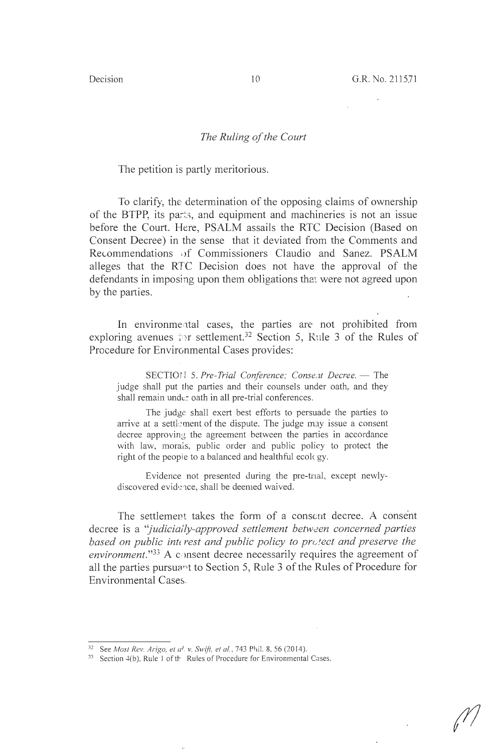*The Ruling of the Court*

The petition is partly meritorious.

To clarify, the determination of the opposing claims of ownership of the BTPP, its parts, and equipment and machineries is not an issue before the Court. Here, PSALM assails the RTC Decision (Based on Consent Decree) in the sense that it deviated from the Comments and Recommendations of Commissioners Claudio and Sanez. PSALM alleges that the RTC Decision does not have the approval of the defendants in imposing upon them obligations that were not agreed upon by the parties.

In environmental cases, the parties are not prohibited from exploring avenues for settlement.[32] Section 5, Rule 3 of the Rules of Procedure for Environmental Cases provides:

> SECTION 5. *Pre-Trial Conference; Consent Decree.* — The judge shall put the parties and their counsels under oath, and they shall remain under oath in all pre-trial conferences.
>
> The judge shall exert best efforts to persuade the parties to arrive at a settlement of the dispute. The judge may issue a consent decree approving the agreement between the parties in accordance with law, morals, public order and public policy to protect the right of the people to a balanced and healthful ecology.
>
> Evidence not presented during the pre-trial, except newly-discovered evidence, shall be deemed waived.

The settlement takes the form of a consent decree. A consent decree is a "*judicially-approved settlement between concerned parties based on public interest and public policy to protect and preserve the environment.*"[33] A consent decree necessarily requires the agreement of all the parties pursuant to Section 5, Rule 3 of the Rules of Procedure for Environmental Cases.

---

[32] See *Most Rev. Arigo, et al. v. Swift, et al.*, 743 Phil. 8, 56 (2014).

[33] Section 4(b), Rule 1 of the Rules of Procedure for Environmental Cases.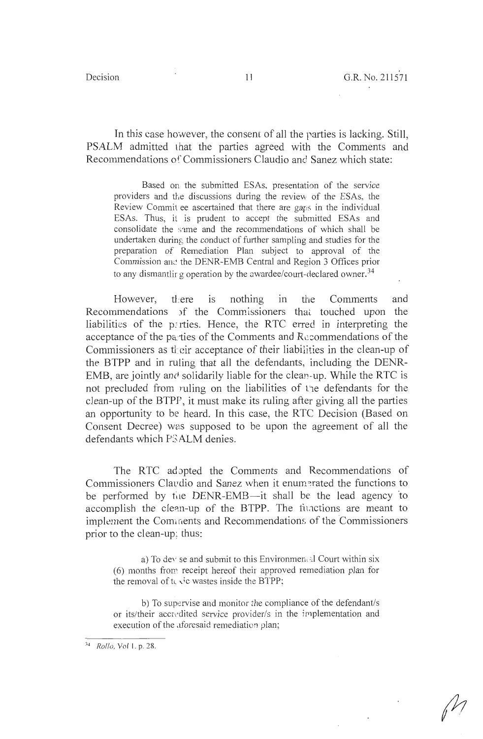In this case however, the consent of all the parties is lacking. Still, PSALM admitted that the parties agreed with the Comments and Recommendations of Commissioners Claudio and Sanez which state:

> Based on the submitted ESAs, presentation of the service providers and the discussions during the review of the ESAs, the Review Committee ascertained that there are gaps in the individual ESAs. Thus, it is prudent to accept the submitted ESAs and consolidate the same and the recommendations of which shall be undertaken during the conduct of further sampling and studies for the preparation of Remediation Plan subject to approval of the Commission and the DENR-EMB Central and Region 3 Offices prior to any dismantling operation by the awardee/court-declared owner.[34]

However, there is nothing in the Comments and Recommendations of the Commissioners that touched upon the liabilities of the parties. Hence, the RTC erred in interpreting the acceptance of the parties of the Comments and Recommendations of the Commissioners as their acceptance of their liabilities in the clean-up of the BTPP and in ruling that all the defendants, including the DENR-EMB, are jointly and solidarily liable for the clean-up. While the RTC is not precluded from ruling on the liabilities of the defendants for the clean-up of the BTPP, it must make its ruling after giving all the parties an opportunity to be heard. In this case, the RTC Decision (Based on Consent Decree) was supposed to be upon the agreement of all the defendants which PSALM denies.

The RTC adopted the Comments and Recommendations of Commissioners Claudio and Sanez when it enumerated the functions to be performed by the DENR-EMB—it shall be the lead agency to accomplish the clean-up of the BTPP. The functions are meant to implement the Comments and Recommendations of the Commissioners prior to the clean-up; thus:

> a) To devise and submit to this Environmental Court within six (6) months from receipt hereof their approved remediation plan for the removal of toxic wastes inside the BTPP;
>
> b) To supervise and monitor the compliance of the defendant/s or its/their accredited service provider/s in the implementation and execution of the aforesaid remediation plan;

---

[34] *Rollo*, Vol 1. p. 28.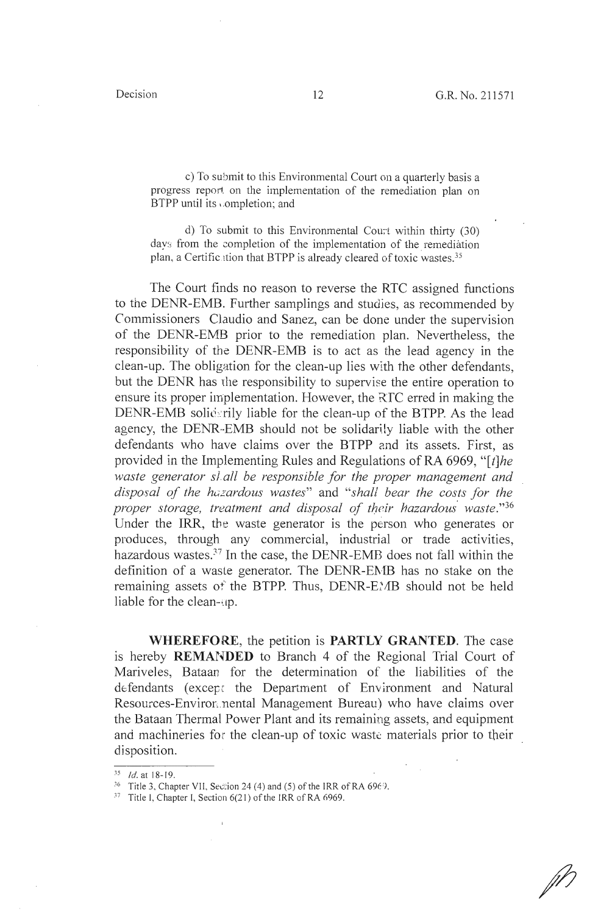> c) To submit to this Environmental Court on a quarterly basis a progress report on the implementation of the remediation plan on BTPP until its completion; and
>
> d) To submit to this Environmental Court within thirty (30) days from the completion of the implementation of the remediation plan, a Certification that BTPP is already cleared of toxic wastes.[35]

The Court finds no reason to reverse the RTC assigned functions to the DENR-EMB. Further samplings and studies, as recommended by Commissioners Claudio and Sanez, can be done under the supervision of the DENR-EMB prior to the remediation plan. Nevertheless, the responsibility of the DENR-EMB is to act as the lead agency in the clean-up. The obligation for the clean-up lies with the other defendants, but the DENR has the responsibility to supervise the entire operation to ensure its proper implementation. However, the RTC erred in making the DENR-EMB solidarily liable for the clean-up of the BTPP. As the lead agency, the DENR-EMB should not be solidarily liable with the other defendants who have claims over the BTPP and its assets. First, as provided in the Implementing Rules and Regulations of RA 6969, "*[t]he waste generator shall be responsible for the proper management and disposal of the hazardous wastes*" and "*shall bear the costs for the proper storage, treatment and disposal of their hazardous waste.*"[36] Under the IRR, the waste generator is the person who generates or produces, through any commercial, industrial or trade activities, hazardous wastes.[37] In the case, the DENR-EMB does not fall within the definition of a waste generator. The DENR-EMB has no stake on the remaining assets of the BTPP. Thus, DENR-EMB should not be held liable for the clean-up.

**WHEREFORE**, the petition is **PARTLY GRANTED**. The case is hereby **REMANDED** to Branch 4 of the Regional Trial Court of Mariveles, Bataan for the determination of the liabilities of the defendants (except the Department of Environment and Natural Resources-Environmental Management Bureau) who have claims over the Bataan Thermal Power Plant and its remaining assets, and equipment and machineries for the clean-up of toxic waste materials prior to their disposition.

---

[35] *Id.* at 18-19.

[36] Title 3, Chapter VII, Section 24 (4) and (5) of the IRR of RA 6969.

[37] Title I, Chapter I, Section 6(21) of the IRR of RA 6969.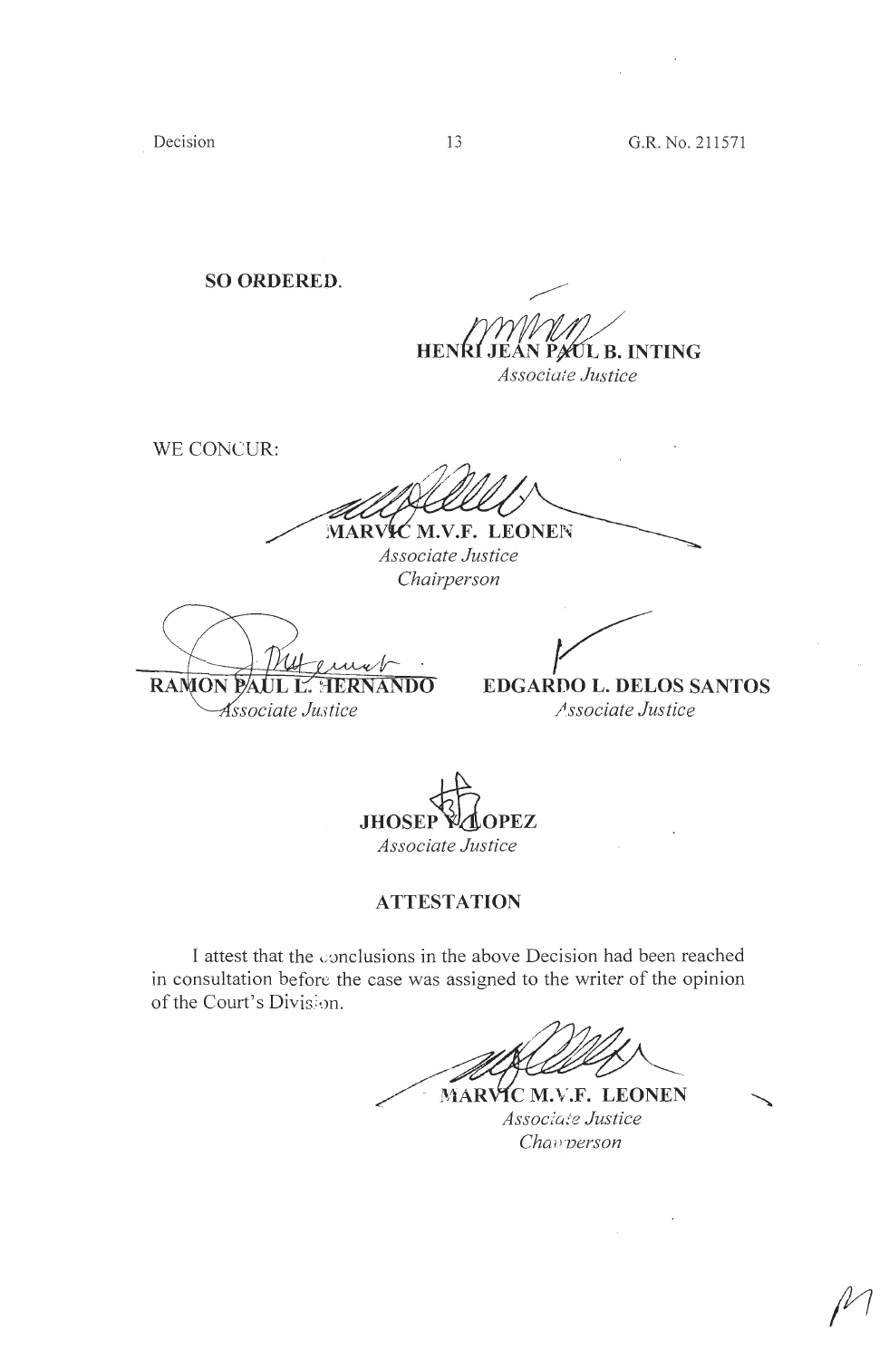**SO ORDERED.**

**HENRI JEAN PAUL B. INTING**
*Associate Justice*

WE CONCUR:

**MARVIC M.V.F. LEONEN**
*Associate Justice*
*Chairperson*

**RAMON PAUL L. HERNANDO**
*Associate Justice*

**EDGARDO L. DELOS SANTOS**
*Associate Justice*

**JHOSEP Y. LOPEZ**
*Associate Justice*

**ATTESTATION**

I attest that the conclusions in the above Decision had been reached in consultation before the case was assigned to the writer of the opinion of the Court's Division.

**MARVIC M.V.F. LEONEN**
*Associate Justice*
*Chairperson*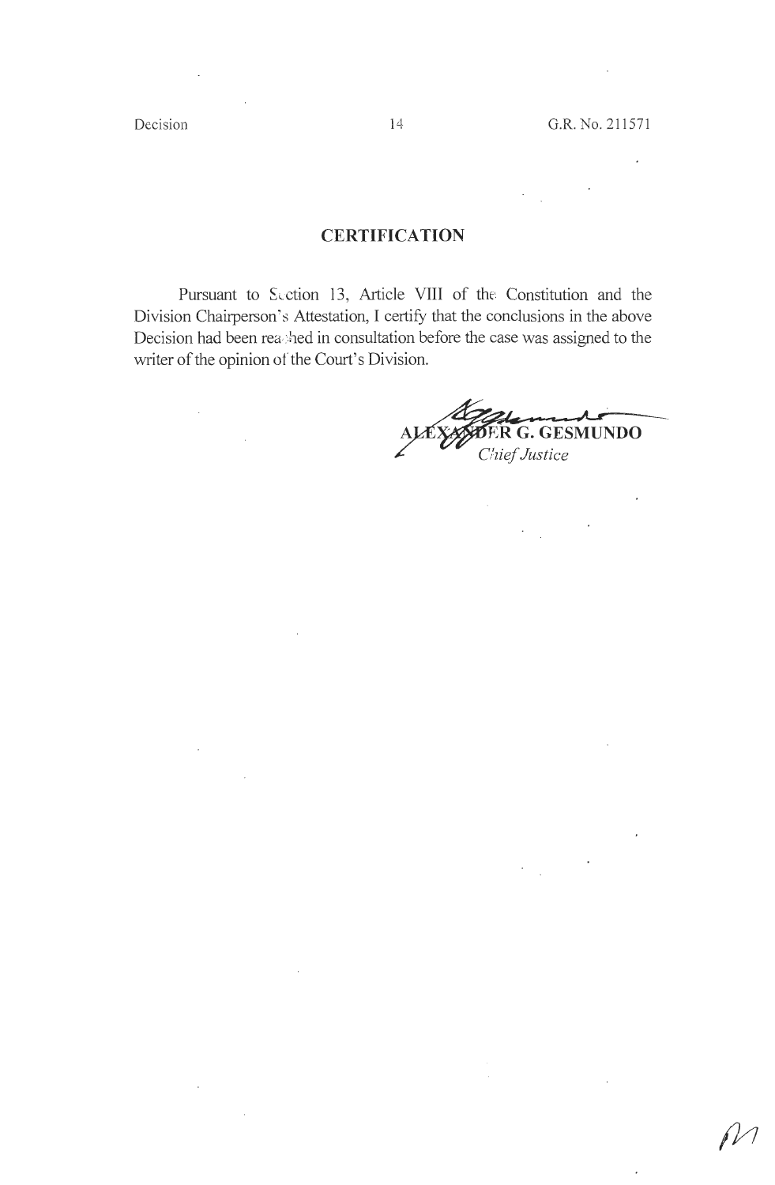## CERTIFICATION

Pursuant to Section 13, Article VIII of the Constitution and the Division Chairperson's Attestation, I certify that the conclusions in the above Decision had been reached in consultation before the case was assigned to the writer of the opinion of the Court's Division.

**ALEXANDER G. GESMUNDO**
*Chief Justice*